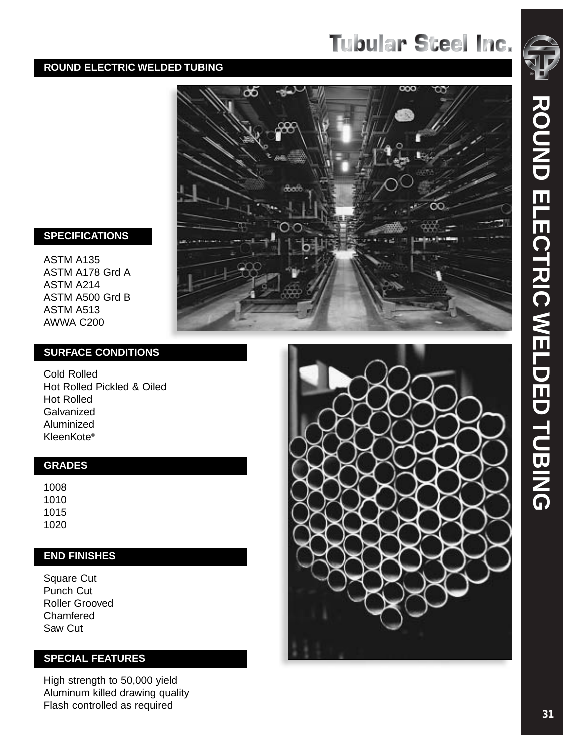# ROUND ELECTRIC WELDED TUBING

## SPECIFICATIONS

ASTM A135
ASTM A178 Grd A
ASTM A214
ASTM A500 Grd B
ASTM A513
AWWA C200

## SURFACE CONDITIONS

Cold Rolled
Hot Rolled Pickled & Oiled
Hot Rolled
Galvanized
Aluminized
KleenKote®

## GRADES

1008
1010
1015
1020

## END FINISHES

Square Cut
Punch Cut
Roller Grooved
Chamfered
Saw Cut

## SPECIAL FEATURES

High strength to 50,000 yield
Aluminum killed drawing quality
Flash controlled as required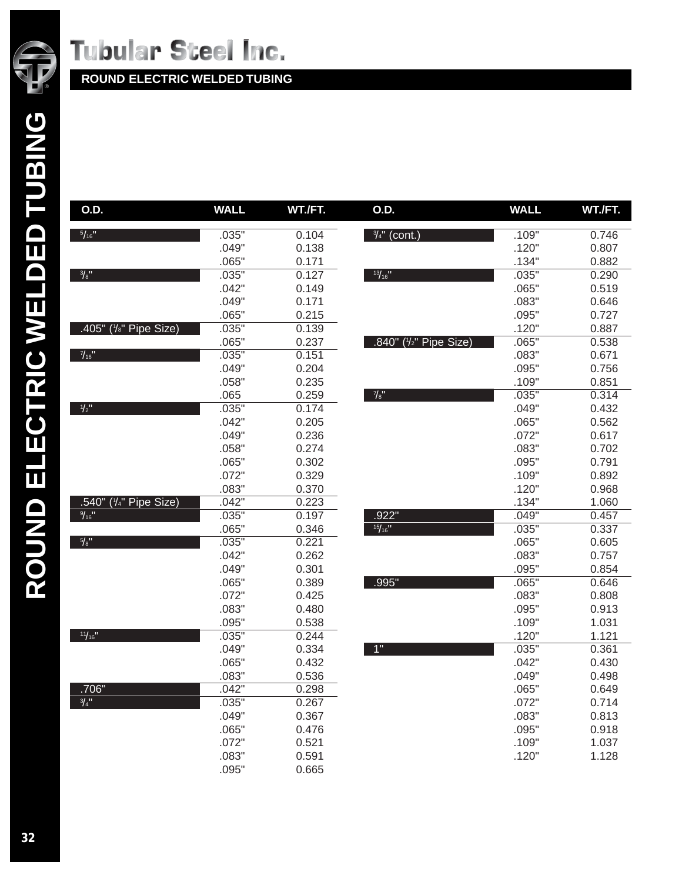# Tubular Steel Inc.

## ROUND ELECTRIC WELDED TUBING

| O.D. | WALL | WT./FT. |
|---|---|---|
| 5/16" | .035" | 0.104 |
| | .049" | 0.138 |
| | .065" | 0.171 |
| 3/8" | .035" | 0.127 |
| | .042" | 0.149 |
| | .049" | 0.171 |
| | .065" | 0.215 |
| .405" (1/8" Pipe Size) | .035" | 0.139 |
| | .065" | 0.237 |
| 7/16" | .035" | 0.151 |
| | .049" | 0.204 |
| | .058" | 0.235 |
| | .065 | 0.259 |
| 1/2" | .035" | 0.174 |
| | .042" | 0.205 |
| | .049" | 0.236 |
| | .058" | 0.274 |
| | .065" | 0.302 |
| | .072" | 0.329 |
| | .083" | 0.370 |
| .540" (1/4" Pipe Size) | .042" | 0.223 |
| 9/16" | .035" | 0.197 |
| | .065" | 0.346 |
| 5/8" | .035" | 0.221 |
| | .042" | 0.262 |
| | .049" | 0.301 |
| | .065" | 0.389 |
| | .072" | 0.425 |
| | .083" | 0.480 |
| | .095" | 0.538 |
| 11/16" | .035" | 0.244 |
| | .049" | 0.334 |
| | .065" | 0.432 |
| | .083" | 0.536 |
| .706" | .042" | 0.298 |
| 3/4" | .035" | 0.267 |
| | .049" | 0.367 |
| | .065" | 0.476 |
| | .072" | 0.521 |
| | .083" | 0.591 |
| | .095" | 0.665 |
| 3/4" (cont.) | .109" | 0.746 |
| | .120" | 0.807 |
| | .134" | 0.882 |
| 13/16" | .035" | 0.290 |
| | .065" | 0.519 |
| | .083" | 0.646 |
| | .095" | 0.727 |
| | .120" | 0.887 |
| .840" (1/2" Pipe Size) | .065" | 0.538 |
| | .083" | 0.671 |
| | .095" | 0.756 |
| | .109" | 0.851 |
| 7/8" | .035" | 0.314 |
| | .049" | 0.432 |
| | .065" | 0.562 |
| | .072" | 0.617 |
| | .083" | 0.702 |
| | .095" | 0.791 |
| | .109" | 0.892 |
| | .120" | 0.968 |
| | .134" | 1.060 |
| .922" | .049" | 0.457 |
| 15/16" | .035" | 0.337 |
| | .065" | 0.605 |
| | .083" | 0.757 |
| | .095" | 0.854 |
| .995" | .065" | 0.646 |
| | .083" | 0.808 |
| | .095" | 0.913 |
| | .109" | 1.031 |
| | .120" | 1.121 |
| 1" | .035" | 0.361 |
| | .042" | 0.430 |
| | .049" | 0.498 |
| | .065" | 0.649 |
| | .072" | 0.714 |
| | .083" | 0.813 |
| | .095" | 0.918 |
| | .109" | 1.037 |
| | .120" | 1.128 |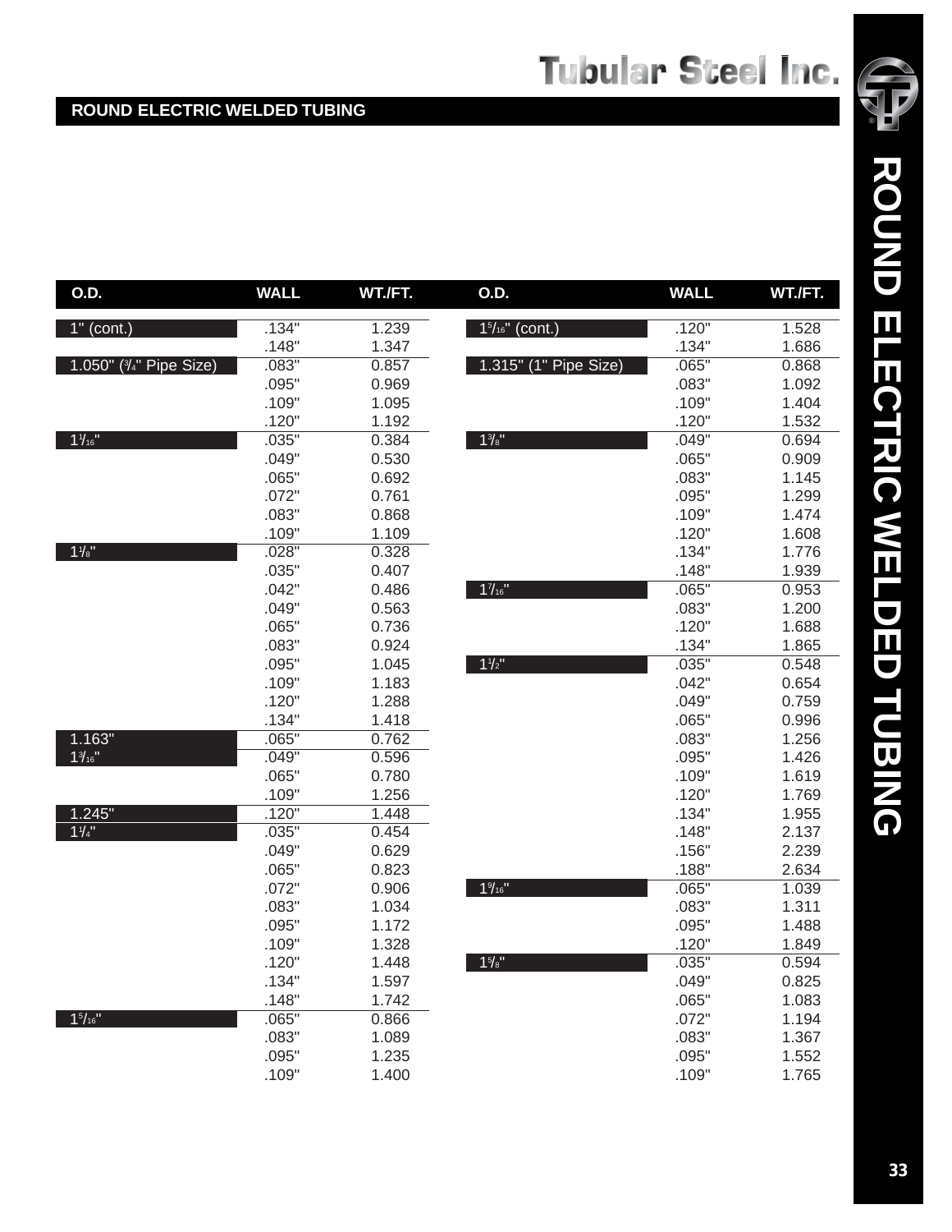## ROUND ELECTRIC WELDED TUBING

| O.D. | WALL | WT./FT. |
|---|---|---|
| 1" (cont.) | .134" | 1.239 |
| | .148" | 1.347 |
| 1.050" (3/4" Pipe Size) | .083" | 0.857 |
| | .095" | 0.969 |
| | .109" | 1.095 |
| | .120" | 1.192 |
| 1 1/16" | .035" | 0.384 |
| | .049" | 0.530 |
| | .065" | 0.692 |
| | .072" | 0.761 |
| | .083" | 0.868 |
| | .109" | 1.109 |
| 1 1/8" | .028" | 0.328 |
| | .035" | 0.407 |
| | .042" | 0.486 |
| | .049" | 0.563 |
| | .065" | 0.736 |
| | .083" | 0.924 |
| | .095" | 1.045 |
| | .109" | 1.183 |
| | .120" | 1.288 |
| | .134" | 1.418 |
| 1.163" | .065" | 0.762 |
| 1 3/16" | .049" | 0.596 |
| | .065" | 0.780 |
| | .109" | 1.256 |
| 1.245" | .120" | 1.448 |
| 1 1/4" | .035" | 0.454 |
| | .049" | 0.629 |
| | .065" | 0.823 |
| | .072" | 0.906 |
| | .083" | 1.034 |
| | .095" | 1.172 |
| | .109" | 1.328 |
| | .120" | 1.448 |
| | .134" | 1.597 |
| | .148" | 1.742 |
| 1 5/16" | .065" | 0.866 |
| | .083" | 1.089 |
| | .095" | 1.235 |
| | .109" | 1.400 |
| 1 5/16" (cont.) | .120" | 1.528 |
| | .134" | 1.686 |
| 1.315" (1" Pipe Size) | .065" | 0.868 |
| | .083" | 1.092 |
| | .109" | 1.404 |
| | .120" | 1.532 |
| 1 3/8" | .049" | 0.694 |
| | .065" | 0.909 |
| | .083" | 1.145 |
| | .095" | 1.299 |
| | .109" | 1.474 |
| | .120" | 1.608 |
| | .134" | 1.776 |
| | .148" | 1.939 |
| 1 7/16" | .065" | 0.953 |
| | .083" | 1.200 |
| | .120" | 1.688 |
| | .134" | 1.865 |
| 1 1/2" | .035" | 0.548 |
| | .042" | 0.654 |
| | .049" | 0.759 |
| | .065" | 0.996 |
| | .083" | 1.256 |
| | .095" | 1.426 |
| | .109" | 1.619 |
| | .120" | 1.769 |
| | .134" | 1.955 |
| | .148" | 2.137 |
| | .156" | 2.239 |
| | .188" | 2.634 |
| 1 9/16" | .065" | 1.039 |
| | .083" | 1.311 |
| | .095" | 1.488 |
| | .120" | 1.849 |
| 1 5/8" | .035" | 0.594 |
| | .049" | 0.825 |
| | .065" | 1.083 |
| | .072" | 1.194 |
| | .083" | 1.367 |
| | .095" | 1.552 |
| | .109" | 1.765 |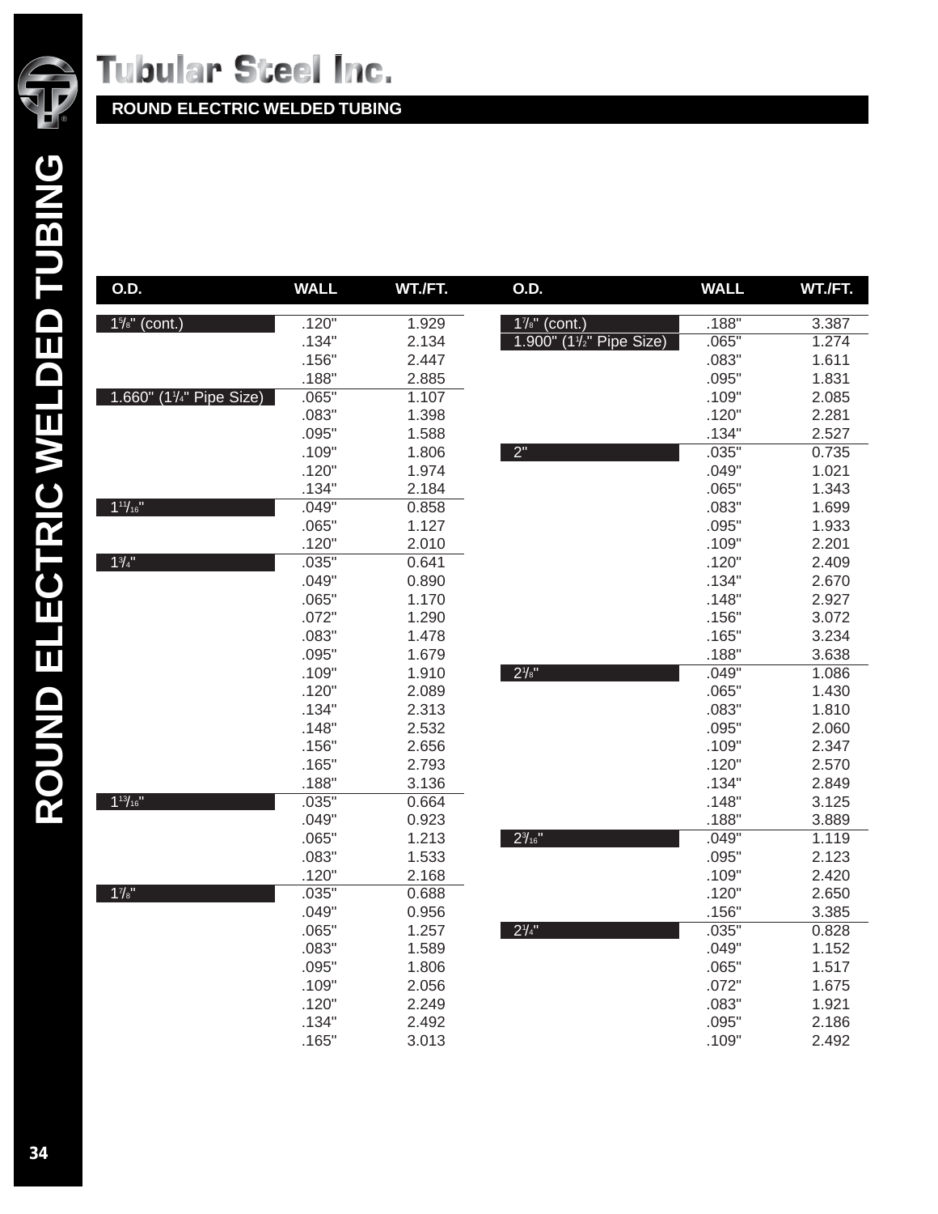# Tubular Steel Inc.

## ROUND ELECTRIC WELDED TUBING

| O.D. | WALL | WT./FT. |
|---|---|---|
| 1⅝" (cont.) | .120" | 1.929 |
| | .134" | 2.134 |
| | .156" | 2.447 |
| | .188" | 2.885 |
| 1.660" (1¼" Pipe Size) | .065" | 1.107 |
| | .083" | 1.398 |
| | .095" | 1.588 |
| | .109" | 1.806 |
| | .120" | 1.974 |
| | .134" | 2.184 |
| 1 11/16" | .049" | 0.858 |
| | .065" | 1.127 |
| | .120" | 2.010 |
| 1¾" | .035" | 0.641 |
| | .049" | 0.890 |
| | .065" | 1.170 |
| | .072" | 1.290 |
| | .083" | 1.478 |
| | .095" | 1.679 |
| | .109" | 1.910 |
| | .120" | 2.089 |
| | .134" | 2.313 |
| | .148" | 2.532 |
| | .156" | 2.656 |
| | .165" | 2.793 |
| | .188" | 3.136 |
| 1 13/16" | .035" | 0.664 |
| | .049" | 0.923 |
| | .065" | 1.213 |
| | .083" | 1.533 |
| | .120" | 2.168 |
| 1⅞" | .035" | 0.688 |
| | .049" | 0.956 |
| | .065" | 1.257 |
| | .083" | 1.589 |
| | .095" | 1.806 |
| | .109" | 2.056 |
| | .120" | 2.249 |
| | .134" | 2.492 |
| | .165" | 3.013 |
| 1⅞" (cont.) | .188" | 3.387 |
| 1.900" (1½" Pipe Size) | .065" | 1.274 |
| | .083" | 1.611 |
| | .095" | 1.831 |
| | .109" | 2.085 |
| | .120" | 2.281 |
| | .134" | 2.527 |
| 2" | .035" | 0.735 |
| | .049" | 1.021 |
| | .065" | 1.343 |
| | .083" | 1.699 |
| | .095" | 1.933 |
| | .109" | 2.201 |
| | .120" | 2.409 |
| | .134" | 2.670 |
| | .148" | 2.927 |
| | .156" | 3.072 |
| | .165" | 3.234 |
| | .188" | 3.638 |
| 2⅛" | .049" | 1.086 |
| | .065" | 1.430 |
| | .083" | 1.810 |
| | .095" | 2.060 |
| | .109" | 2.347 |
| | .120" | 2.570 |
| | .134" | 2.849 |
| | .148" | 3.125 |
| | .188" | 3.889 |
| 2 3/16" | .049" | 1.119 |
| | .095" | 2.123 |
| | .109" | 2.420 |
| | .120" | 2.650 |
| | .156" | 3.385 |
| 2¼" | .035" | 0.828 |
| | .049" | 1.152 |
| | .065" | 1.517 |
| | .072" | 1.675 |
| | .083" | 1.921 |
| | .095" | 2.186 |
| | .109" | 2.492 |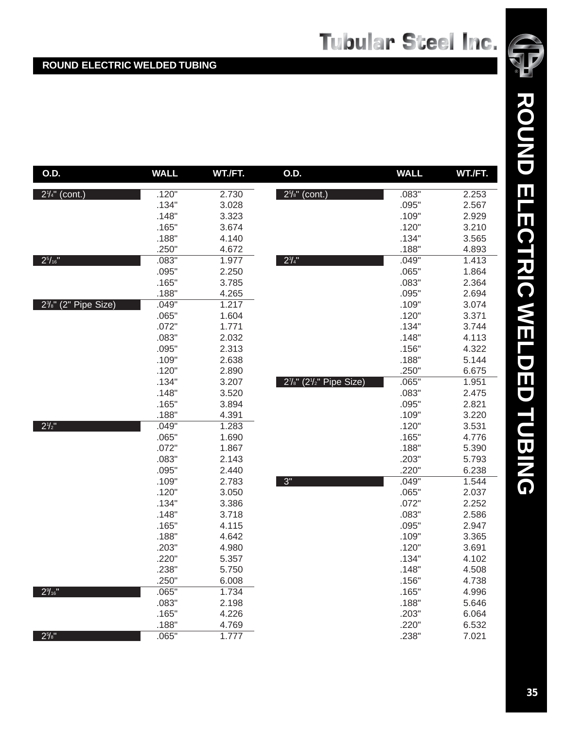## ROUND ELECTRIC WELDED TUBING

| O.D. | WALL | WT./FT. |
|---|---|---|
| 2 1/4" (cont.) | .120" | 2.730 |
| | .134" | 3.028 |
| | .148" | 3.323 |
| | .165" | 3.674 |
| | .188" | 4.140 |
| | .250" | 4.672 |
| 2 5/16" | .083" | 1.977 |
| | .095" | 2.250 |
| | .165" | 3.785 |
| | .188" | 4.265 |
| 2 3/8" (2" Pipe Size) | .049" | 1.217 |
| | .065" | 1.604 |
| | .072" | 1.771 |
| | .083" | 2.032 |
| | .095" | 2.313 |
| | .109" | 2.638 |
| | .120" | 2.890 |
| | .134" | 3.207 |
| | .148" | 3.520 |
| | .165" | 3.894 |
| | .188" | 4.391 |
| 2 1/2" | .049" | 1.283 |
| | .065" | 1.690 |
| | .072" | 1.867 |
| | .083" | 2.143 |
| | .095" | 2.440 |
| | .109" | 2.783 |
| | .120" | 3.050 |
| | .134" | 3.386 |
| | .148" | 3.718 |
| | .165" | 4.115 |
| | .188" | 4.642 |
| | .203" | 4.980 |
| | .220" | 5.357 |
| | .238" | 5.750 |
| | .250" | 6.008 |
| 2 9/16" | .065" | 1.734 |
| | .083" | 2.198 |
| | .165" | 4.226 |
| | .188" | 4.769 |
| 2 5/8" | .065" | 1.777 |
| 2 5/8" (cont.) | .083" | 2.253 |
| | .095" | 2.567 |
| | .109" | 2.929 |
| | .120" | 3.210 |
| | .134" | 3.565 |
| | .188" | 4.893 |
| 2 3/4" | .049" | 1.413 |
| | .065" | 1.864 |
| | .083" | 2.364 |
| | .095" | 2.694 |
| | .109" | 3.074 |
| | .120" | 3.371 |
| | .134" | 3.744 |
| | .148" | 4.113 |
| | .156" | 4.322 |
| | .188" | 5.144 |
| | .250" | 6.675 |
| 2 7/8" (2 1/2" Pipe Size) | .065" | 1.951 |
| | .083" | 2.475 |
| | .095" | 2.821 |
| | .109" | 3.220 |
| | .120" | 3.531 |
| | .165" | 4.776 |
| | .188" | 5.390 |
| | .203" | 5.793 |
| | .220" | 6.238 |
| 3" | .049" | 1.544 |
| | .065" | 2.037 |
| | .072" | 2.252 |
| | .083" | 2.586 |
| | .095" | 2.947 |
| | .109" | 3.365 |
| | .120" | 3.691 |
| | .134" | 4.102 |
| | .148" | 4.508 |
| | .156" | 4.738 |
| | .165" | 4.996 |
| | .188" | 5.646 |
| | .203" | 6.064 |
| | .220" | 6.532 |
| | .238" | 7.021 |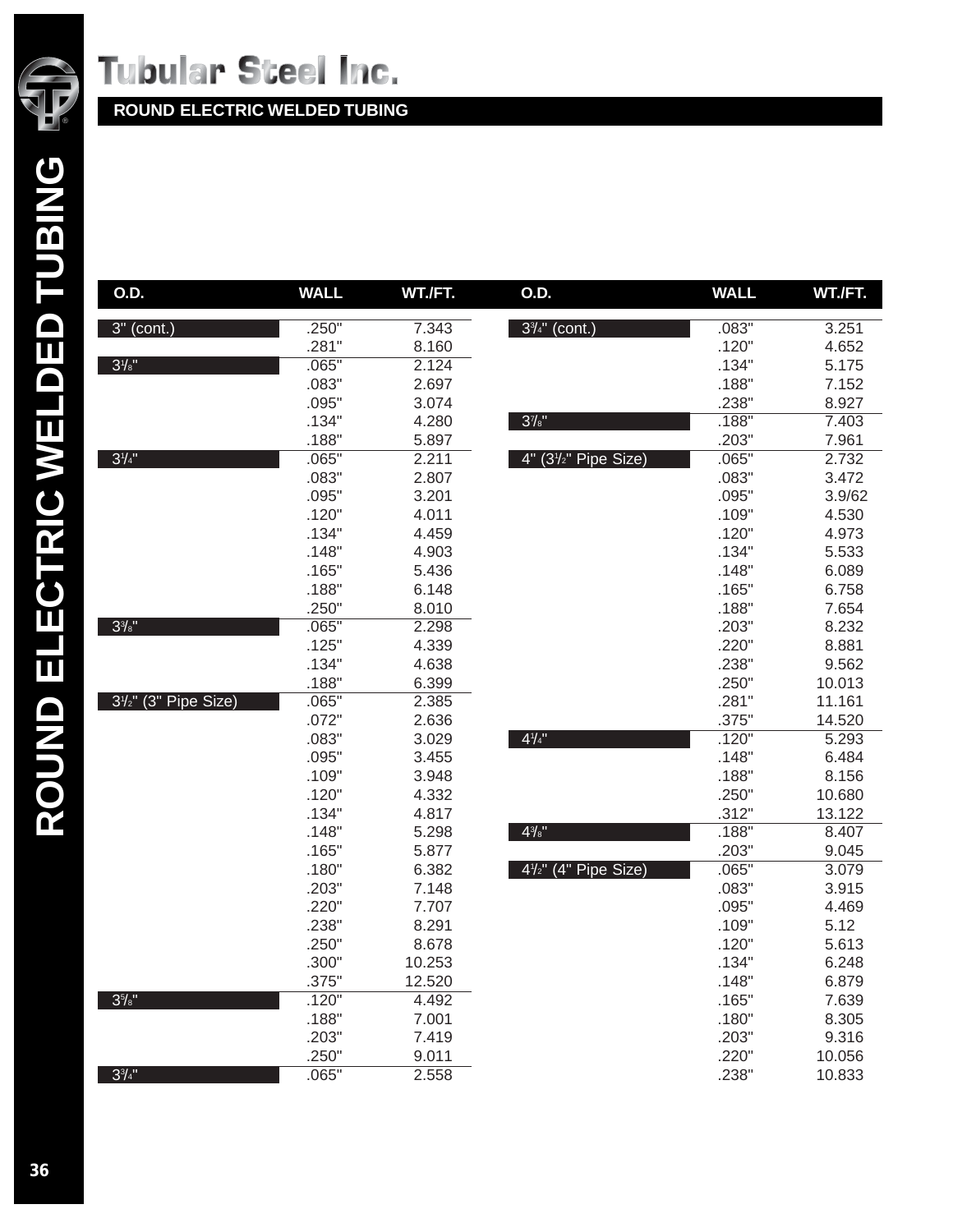# Tubular Steel Inc.

## ROUND ELECTRIC WELDED TUBING

| O.D. | WALL | WT./FT. |
|---|---|---|
| 3" (cont.) | .250" | 7.343 |
| | .281" | 8.160 |
| 3 1/8" | .065" | 2.124 |
| | .083" | 2.697 |
| | .095" | 3.074 |
| | .134" | 4.280 |
| | .188" | 5.897 |
| 3 1/4" | .065" | 2.211 |
| | .083" | 2.807 |
| | .095" | 3.201 |
| | .120" | 4.011 |
| | .134" | 4.459 |
| | .148" | 4.903 |
| | .165" | 5.436 |
| | .188" | 6.148 |
| | .250" | 8.010 |
| 3 3/8" | .065" | 2.298 |
| | .125" | 4.339 |
| | .134" | 4.638 |
| | .188" | 6.399 |
| 3 1/2" (3" Pipe Size) | .065" | 2.385 |
| | .072" | 2.636 |
| | .083" | 3.029 |
| | .095" | 3.455 |
| | .109" | 3.948 |
| | .120" | 4.332 |
| | .134" | 4.817 |
| | .148" | 5.298 |
| | .165" | 5.877 |
| | .180" | 6.382 |
| | .203" | 7.148 |
| | .220" | 7.707 |
| | .238" | 8.291 |
| | .250" | 8.678 |
| | .300" | 10.253 |
| | .375" | 12.520 |
| 3 5/8" | .120" | 4.492 |
| | .188" | 7.001 |
| | .203" | 7.419 |
| | .250" | 9.011 |
| 3 3/4" | .065" | 2.558 |
| 3 3/4" (cont.) | .083" | 3.251 |
| | .120" | 4.652 |
| | .134" | 5.175 |
| | .188" | 7.152 |
| | .238" | 8.927 |
| 3 7/8" | .188" | 7.403 |
| | .203" | 7.961 |
| 4" (3 1/2" Pipe Size) | .065" | 2.732 |
| | .083" | 3.472 |
| | .095" | 3.9/62 |
| | .109" | 4.530 |
| | .120" | 4.973 |
| | .134" | 5.533 |
| | .148" | 6.089 |
| | .165" | 6.758 |
| | .188" | 7.654 |
| | .203" | 8.232 |
| | .220" | 8.881 |
| | .238" | 9.562 |
| | .250" | 10.013 |
| | .281" | 11.161 |
| | .375" | 14.520 |
| 4 1/4" | .120" | 5.293 |
| | .148" | 6.484 |
| | .188" | 8.156 |
| | .250" | 10.680 |
| | .312" | 13.122 |
| 4 3/8" | .188" | 8.407 |
| | .203" | 9.045 |
| 4 1/2" (4" Pipe Size) | .065" | 3.079 |
| | .083" | 3.915 |
| | .095" | 4.469 |
| | .109" | 5.12 |
| | .120" | 5.613 |
| | .134" | 6.248 |
| | .148" | 6.879 |
| | .165" | 7.639 |
| | .180" | 8.305 |
| | .203" | 9.316 |
| | .220" | 10.056 |
| | .238" | 10.833 |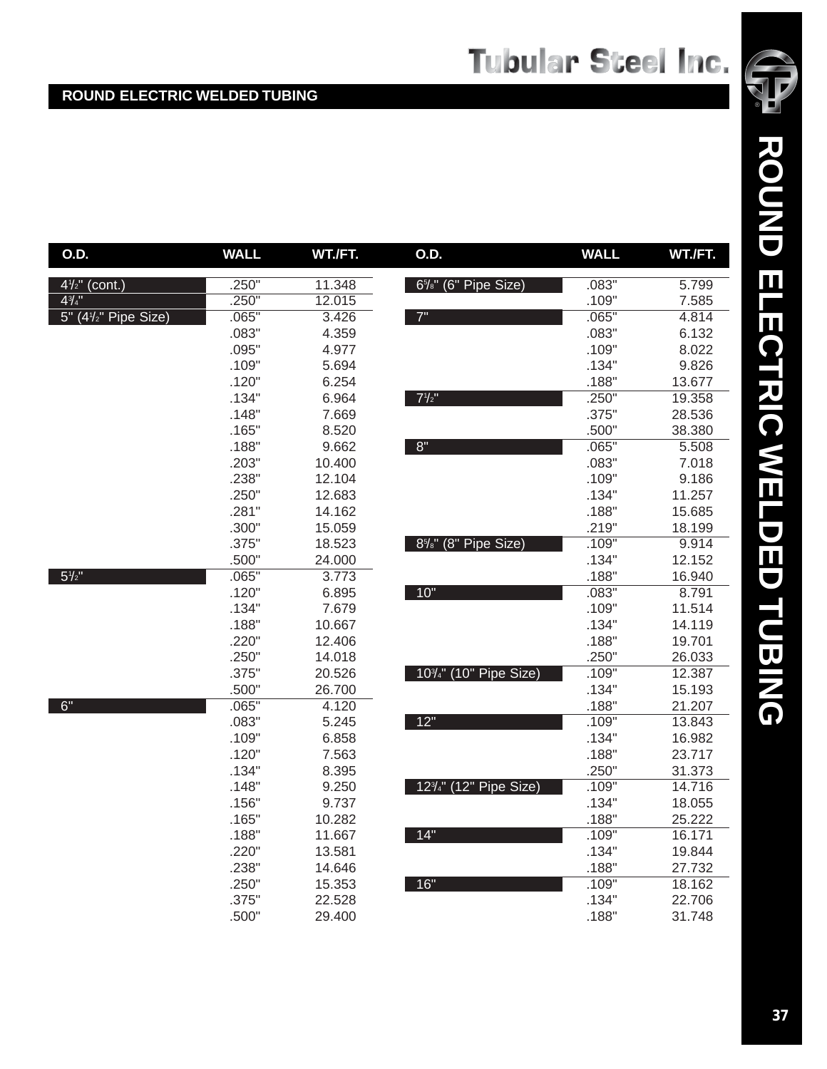## ROUND ELECTRIC WELDED TUBING

| O.D. | WALL | WT./FT. |
|---|---|---|
| 4½" (cont.) | .250" | 11.348 |
| 4¾" | .250" | 12.015 |
| 5" (4½" Pipe Size) | .065" | 3.426 |
| | .083" | 4.359 |
| | .095" | 4.977 |
| | .109" | 5.694 |
| | .120" | 6.254 |
| | .134" | 6.964 |
| | .148" | 7.669 |
| | .165" | 8.520 |
| | .188" | 9.662 |
| | .203" | 10.400 |
| | .238" | 12.104 |
| | .250" | 12.683 |
| | .281" | 14.162 |
| | .300" | 15.059 |
| | .375" | 18.523 |
| | .500" | 24.000 |
| 5½" | .065" | 3.773 |
| | .120" | 6.895 |
| | .134" | 7.679 |
| | .188" | 10.667 |
| | .220" | 12.406 |
| | .250" | 14.018 |
| | .375" | 20.526 |
| | .500" | 26.700 |
| 6" | .065" | 4.120 |
| | .083" | 5.245 |
| | .109" | 6.858 |
| | .120" | 7.563 |
| | .134" | 8.395 |
| | .148" | 9.250 |
| | .156" | 9.737 |
| | .165" | 10.282 |
| | .188" | 11.667 |
| | .220" | 13.581 |
| | .238" | 14.646 |
| | .250" | 15.353 |
| | .375" | 22.528 |
| | .500" | 29.400 |
| 6⅝" (6" Pipe Size) | .083" | 5.799 |
| | .109" | 7.585 |
| 7" | .065" | 4.814 |
| | .083" | 6.132 |
| | .109" | 8.022 |
| | .134" | 9.826 |
| | .188" | 13.677 |
| 7½" | .250" | 19.358 |
| | .375" | 28.536 |
| | .500" | 38.380 |
| 8" | .065" | 5.508 |
| | .083" | 7.018 |
| | .109" | 9.186 |
| | .134" | 11.257 |
| | .188" | 15.685 |
| | .219" | 18.199 |
| 8⅝" (8" Pipe Size) | .109" | 9.914 |
| | .134" | 12.152 |
| | .188" | 16.940 |
| 10" | .083" | 8.791 |
| | .109" | 11.514 |
| | .134" | 14.119 |
| | .188" | 19.701 |
| | .250" | 26.033 |
| 10¾" (10" Pipe Size) | .109" | 12.387 |
| | .134" | 15.193 |
| | .188" | 21.207 |
| 12" | .109" | 13.843 |
| | .134" | 16.982 |
| | .188" | 23.717 |
| | .250" | 31.373 |
| 12¾" (12" Pipe Size) | .109" | 14.716 |
| | .134" | 18.055 |
| | .188" | 25.222 |
| 14" | .109" | 16.171 |
| | .134" | 19.844 |
| | .188" | 27.732 |
| 16" | .109" | 18.162 |
| | .134" | 22.706 |
| | .188" | 31.748 |